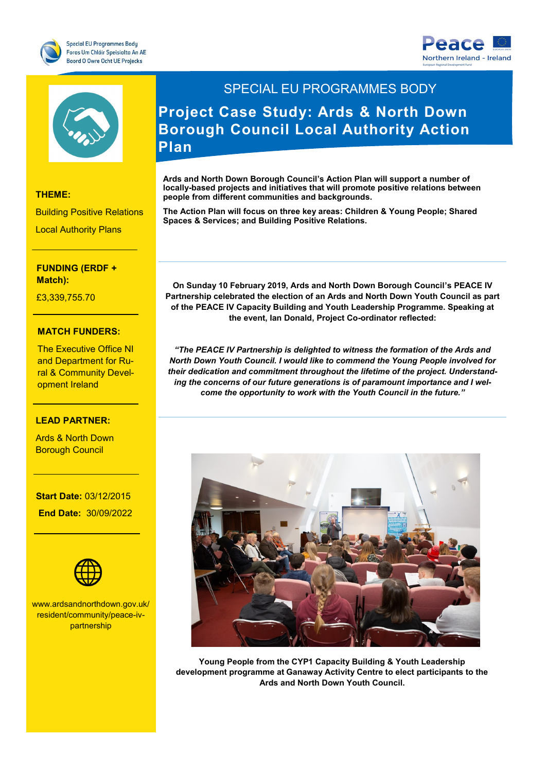Special EU Programmes Body
Foras Um Chláir Speisialta An AE
Boord O Owre Ocht UE Projecks

Peace
Northern Ireland - Ireland

SPECIAL EU PROGRAMMES BODY

# Project Case Study: Ards & North Down Borough Council Local Authority Action Plan

**THEME:**

Building Positive Relations

Local Authority Plans

**FUNDING (ERDF + Match):**

£3,339,755.70

**MATCH FUNDERS:**

The Executive Office NI and Department for Rural & Community Development Ireland

**LEAD PARTNER:**

Ards & North Down Borough Council

**Start Date:** 03/12/2015

**End Date:** 30/09/2022

www.ardsandnorthdown.gov.uk/resident/community/peace-iv-partnership

**Ards and North Down Borough Council's Action Plan will support a number of locally-based projects and initiatives that will promote positive relations between people from different communities and backgrounds.**

**The Action Plan will focus on three key areas: Children & Young People; Shared Spaces & Services; and Building Positive Relations.**

**On Sunday 10 February 2019, Ards and North Down Borough Council's PEACE IV Partnership celebrated the election of an Ards and North Down Youth Council as part of the PEACE IV Capacity Building and Youth Leadership Programme. Speaking at the event, Ian Donald, Project Co-ordinator reflected:**

***"The PEACE IV Partnership is delighted to witness the formation of the Ards and North Down Youth Council. I would like to commend the Young People involved for their dedication and commitment throughout the lifetime of the project. Understanding the concerns of our future generations is of paramount importance and I welcome the opportunity to work with the Youth Council in the future."***

**Young People from the CYP1 Capacity Building & Youth Leadership development programme at Ganaway Activity Centre to elect participants to the Ards and North Down Youth Council.**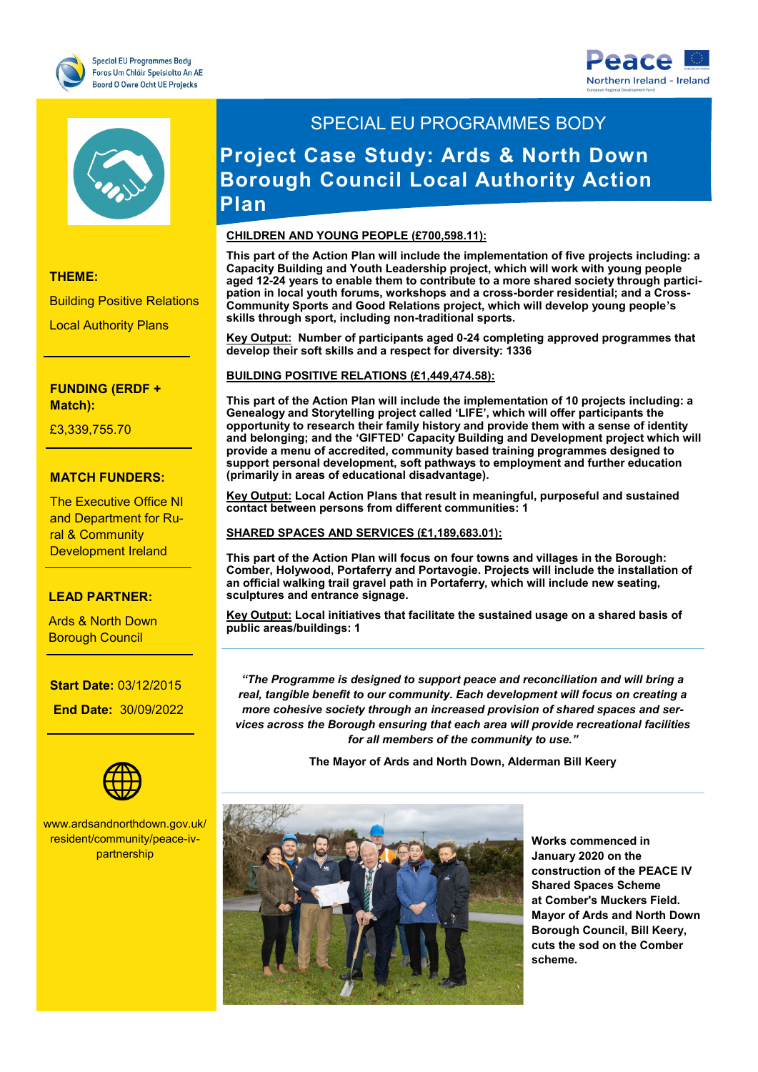Special EU Programmes Body
Foras Um Chláir Speisialta An AE
Boord O Owre Ocht UE Projecks

Peace
Northern Ireland - Ireland

SPECIAL EU PROGRAMMES BODY

# Project Case Study: Ards & North Down Borough Council Local Authority Action Plan

**THEME:**

Building Positive Relations

Local Authority Plans

**FUNDING (ERDF + Match):**

£3,339,755.70

**MATCH FUNDERS:**

The Executive Office NI and Department for Rural & Community Development Ireland

**LEAD PARTNER:**

Ards & North Down Borough Council

**Start Date:** 03/12/2015

**End Date:** 30/09/2022

www.ardsandnorthdown.gov.uk/resident/community/peace-iv-partnership

## CHILDREN AND YOUNG PEOPLE (£700,598.11):

**This part of the Action Plan will include the implementation of five projects including: a Capacity Building and Youth Leadership project, which will work with young people aged 12-24 years to enable them to contribute to a more shared society through participation in local youth forums, workshops and a cross-border residential; and a Cross-Community Sports and Good Relations project, which will develop young people's skills through sport, including non-traditional sports.**

**Key Output: Number of participants aged 0-24 completing approved programmes that develop their soft skills and a respect for diversity: 1336**

## BUILDING POSITIVE RELATIONS (£1,449,474.58):

**This part of the Action Plan will include the implementation of 10 projects including: a Genealogy and Storytelling project called 'LIFE', which will offer participants the opportunity to research their family history and provide them with a sense of identity and belonging; and the 'GIFTED' Capacity Building and Development project which will provide a menu of accredited, community based training programmes designed to support personal development, soft pathways to employment and further education (primarily in areas of educational disadvantage).**

**Key Output: Local Action Plans that result in meaningful, purposeful and sustained contact between persons from different communities: 1**

## SHARED SPACES AND SERVICES (£1,189,683.01):

**This part of the Action Plan will focus on four towns and villages in the Borough: Comber, Holywood, Portaferry and Portavogie. Projects will include the installation of an official walking trail gravel path in Portaferry, which will include new seating, sculptures and entrance signage.**

**Key Output: Local initiatives that facilitate the sustained usage on a shared basis of public areas/buildings: 1**

***"The Programme is designed to support peace and reconciliation and will bring a real, tangible benefit to our community. Each development will focus on creating a more cohesive society through an increased provision of shared spaces and services across the Borough ensuring that each area will provide recreational facilities for all members of the community to use."***

**The Mayor of Ards and North Down, Alderman Bill Keery**

**Works commenced in January 2020 on the construction of the PEACE IV Shared Spaces Scheme at Comber's Muckers Field. Mayor of Ards and North Down Borough Council, Bill Keery, cuts the sod on the Comber scheme.**